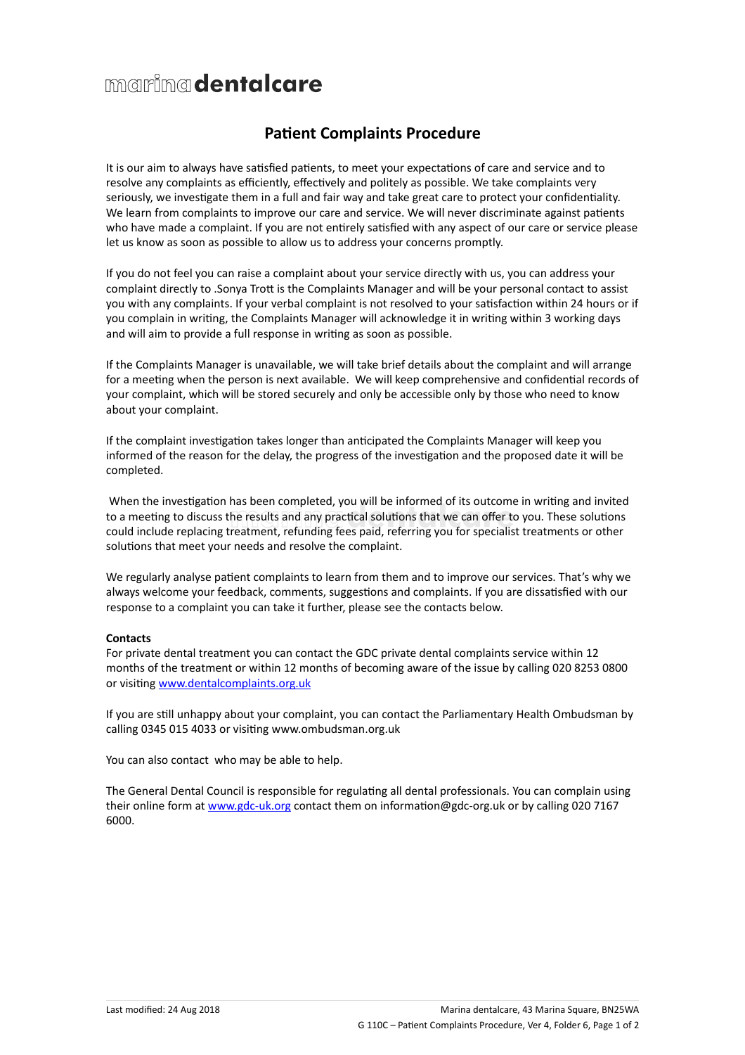marina**dentalcare**

# Patient Complaints Procedure

It is our aim to always have satisfied patients, to meet your expectations of care and service and to resolve any complaints as efficiently, effectively and politely as possible. We take complaints very seriously, we investigate them in a full and fair way and take great care to protect your confidentiality. We learn from complaints to improve our care and service. We will never discriminate against patients who have made a complaint. If you are not entirely satisfied with any aspect of our care or service please let us know as soon as possible to allow us to address your concerns promptly.

If you do not feel you can raise a complaint about your service directly with us, you can address your complaint directly to .Sonya Trott is the Complaints Manager and will be your personal contact to assist you with any complaints. If your verbal complaint is not resolved to your satisfaction within 24 hours or if you complain in writing, the Complaints Manager will acknowledge it in writing within 3 working days and will aim to provide a full response in writing as soon as possible.

If the Complaints Manager is unavailable, we will take brief details about the complaint and will arrange for a meeting when the person is next available. We will keep comprehensive and confidential records of your complaint, which will be stored securely and only be accessible only by those who need to know about your complaint.

If the complaint investigation takes longer than anticipated the Complaints Manager will keep you informed of the reason for the delay, the progress of the investigation and the proposed date it will be completed.

When the investigation has been completed, you will be informed of its outcome in writing and invited to a meeting to discuss the results and any practical solutions that we can offer to you. These solutions could include replacing treatment, refunding fees paid, referring you for specialist treatments or other solutions that meet your needs and resolve the complaint.

We regularly analyse patient complaints to learn from them and to improve our services. That's why we always welcome your feedback, comments, suggestions and complaints. If you are dissatisfied with our response to a complaint you can take it further, please see the contacts below.

**Contacts**

For private dental treatment you can contact the GDC private dental complaints service within 12 months of the treatment or within 12 months of becoming aware of the issue by calling 020 8253 0800 or visiting www.dentalcomplaints.org.uk

If you are still unhappy about your complaint, you can contact the Parliamentary Health Ombudsman by calling 0345 015 4033 or visiting www.ombudsman.org.uk

You can also contact who may be able to help.

The General Dental Council is responsible for regulating all dental professionals. You can complain using their online form at www.gdc-uk.org contact them on information@gdc-org.uk or by calling 020 7167 6000.

Last modified: 24 Aug 2018

Marina dentalcare, 43 Marina Square, BN25WA

G 110C – Patient Complaints Procedure, Ver 4, Folder 6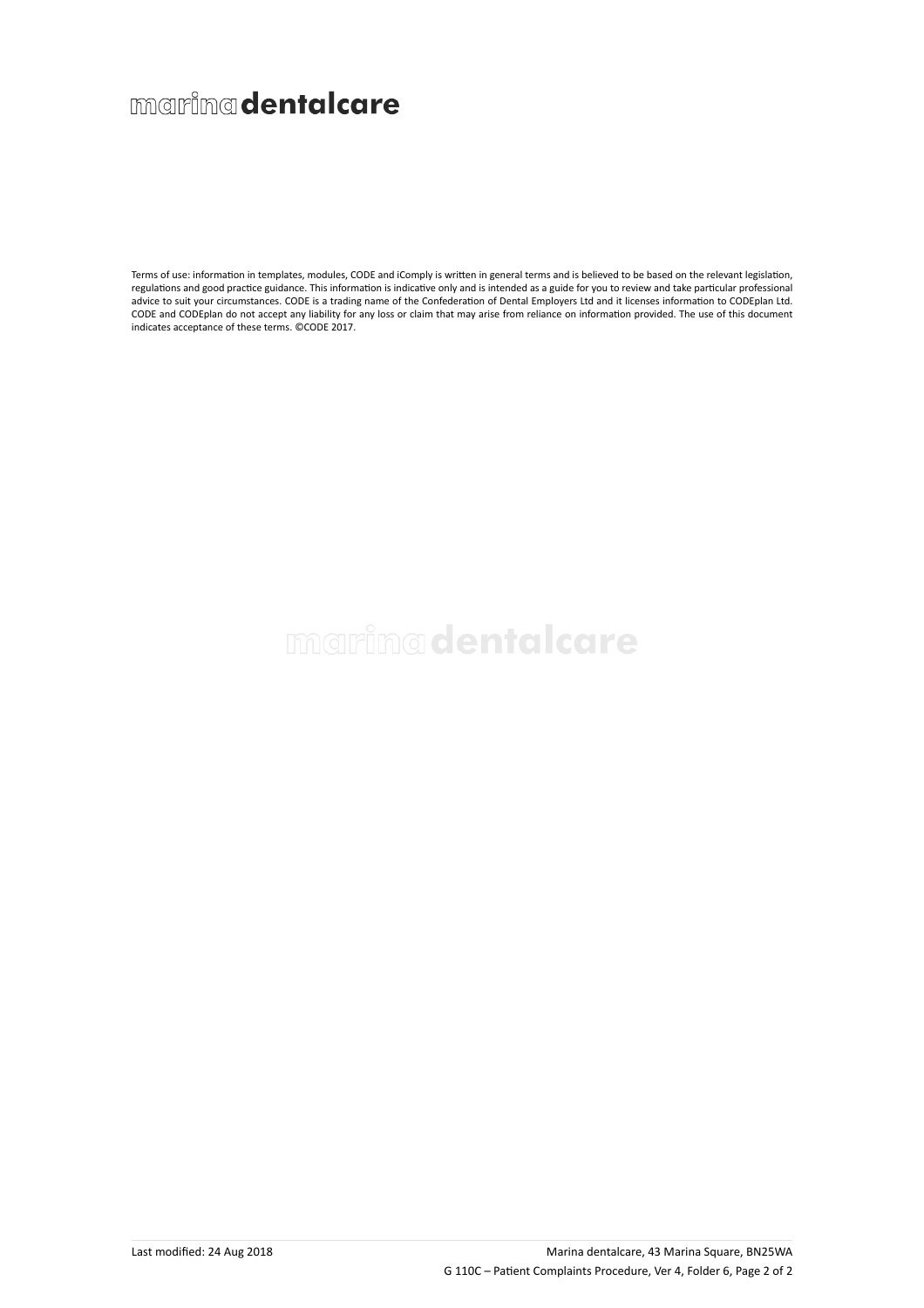marinadentalcare

Terms of use: information in templates, modules, CODE and iComply is written in general terms and is believed to be based on the relevant legislation, regulations and good practice guidance. This information is indicative only and is intended as a guide for you to review and take particular professional advice to suit your circumstances. CODE is a trading name of the Confederation of Dental Employers Ltd and it licenses information to CODEplan Ltd. CODE and CODEplan do not accept any liability for any loss or claim that may arise from reliance on information provided. The use of this document indicates acceptance of these terms. ©CODE 2017.